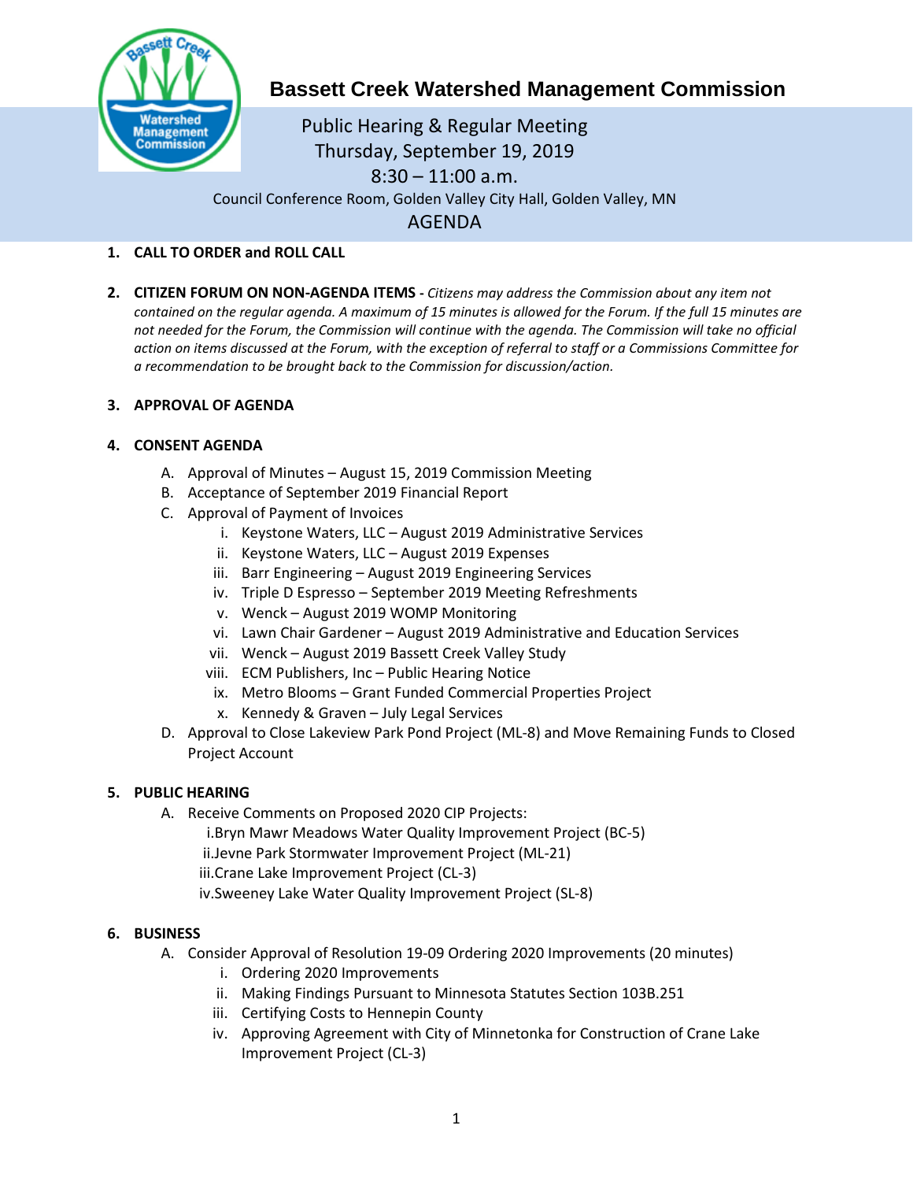# Bassett Creek Watershed Management Commission

Public Hearing & Regular Meeting
Thursday, September 19, 2019
8:30 – 11:00 a.m.
Council Conference Room, Golden Valley City Hall, Golden Valley, MN

## AGENDA

1. **CALL TO ORDER and ROLL CALL**

2. **CITIZEN FORUM ON NON-AGENDA ITEMS -** *Citizens may address the Commission about any item not contained on the regular agenda. A maximum of 15 minutes is allowed for the Forum. If the full 15 minutes are not needed for the Forum, the Commission will continue with the agenda. The Commission will take no official action on items discussed at the Forum, with the exception of referral to staff or a Commissions Committee for a recommendation to be brought back to the Commission for discussion/action.*

3. **APPROVAL OF AGENDA**

4. **CONSENT AGENDA**
   - A. Approval of Minutes – August 15, 2019 Commission Meeting
   - B. Acceptance of September 2019 Financial Report
   - C. Approval of Payment of Invoices
     - i. Keystone Waters, LLC – August 2019 Administrative Services
     - ii. Keystone Waters, LLC – August 2019 Expenses
     - iii. Barr Engineering – August 2019 Engineering Services
     - iv. Triple D Espresso – September 2019 Meeting Refreshments
     - v. Wenck – August 2019 WOMP Monitoring
     - vi. Lawn Chair Gardener – August 2019 Administrative and Education Services
     - vii. Wenck – August 2019 Bassett Creek Valley Study
     - viii. ECM Publishers, Inc – Public Hearing Notice
     - ix. Metro Blooms – Grant Funded Commercial Properties Project
     - x. Kennedy & Graven – July Legal Services
   - D. Approval to Close Lakeview Park Pond Project (ML-8) and Move Remaining Funds to Closed Project Account

5. **PUBLIC HEARING**
   - A. Receive Comments on Proposed 2020 CIP Projects:
     - i. Bryn Mawr Meadows Water Quality Improvement Project (BC-5)
     - ii. Jevne Park Stormwater Improvement Project (ML-21)
     - iii. Crane Lake Improvement Project (CL-3)
     - iv. Sweeney Lake Water Quality Improvement Project (SL-8)

6. **BUSINESS**
   - A. Consider Approval of Resolution 19-09 Ordering 2020 Improvements (20 minutes)
     - i. Ordering 2020 Improvements
     - ii. Making Findings Pursuant to Minnesota Statutes Section 103B.251
     - iii. Certifying Costs to Hennepin County
     - iv. Approving Agreement with City of Minnetonka for Construction of Crane Lake Improvement Project (CL-3)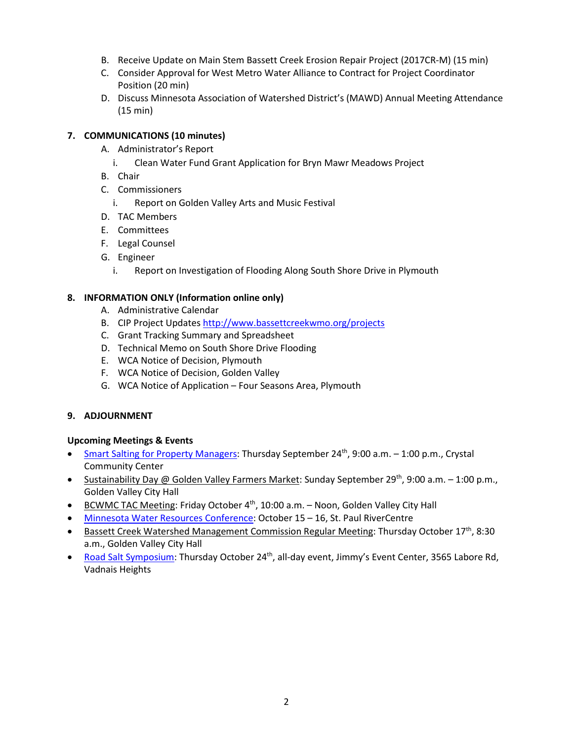B. Receive Update on Main Stem Bassett Creek Erosion Repair Project (2017CR-M) (15 min)
C. Consider Approval for West Metro Water Alliance to Contract for Project Coordinator Position (20 min)
D. Discuss Minnesota Association of Watershed District's (MAWD) Annual Meeting Attendance (15 min)

**7. COMMUNICATIONS (10 minutes)**

A. Administrator's Report
   i. Clean Water Fund Grant Application for Bryn Mawr Meadows Project
B. Chair
C. Commissioners
   i. Report on Golden Valley Arts and Music Festival
D. TAC Members
E. Committees
F. Legal Counsel
G. Engineer
   i. Report on Investigation of Flooding Along South Shore Drive in Plymouth

**8. INFORMATION ONLY (Information online only)**

A. Administrative Calendar
B. CIP Project Updates http://www.bassettcreekwmo.org/projects
C. Grant Tracking Summary and Spreadsheet
D. Technical Memo on South Shore Drive Flooding
E. WCA Notice of Decision, Plymouth
F. WCA Notice of Decision, Golden Valley
G. WCA Notice of Application – Four Seasons Area, Plymouth

**9. ADJOURNMENT**

**Upcoming Meetings & Events**

- Smart Salting for Property Managers: Thursday September 24th, 9:00 a.m. – 1:00 p.m., Crystal Community Center
- Sustainability Day @ Golden Valley Farmers Market: Sunday September 29th, 9:00 a.m. – 1:00 p.m., Golden Valley City Hall
- BCWMC TAC Meeting: Friday October 4th, 10:00 a.m. – Noon, Golden Valley City Hall
- Minnesota Water Resources Conference: October 15 – 16, St. Paul RiverCentre
- Bassett Creek Watershed Management Commission Regular Meeting: Thursday October 17th, 8:30 a.m., Golden Valley City Hall
- Road Salt Symposium: Thursday October 24th, all-day event, Jimmy's Event Center, 3565 Labore Rd, Vadnais Heights